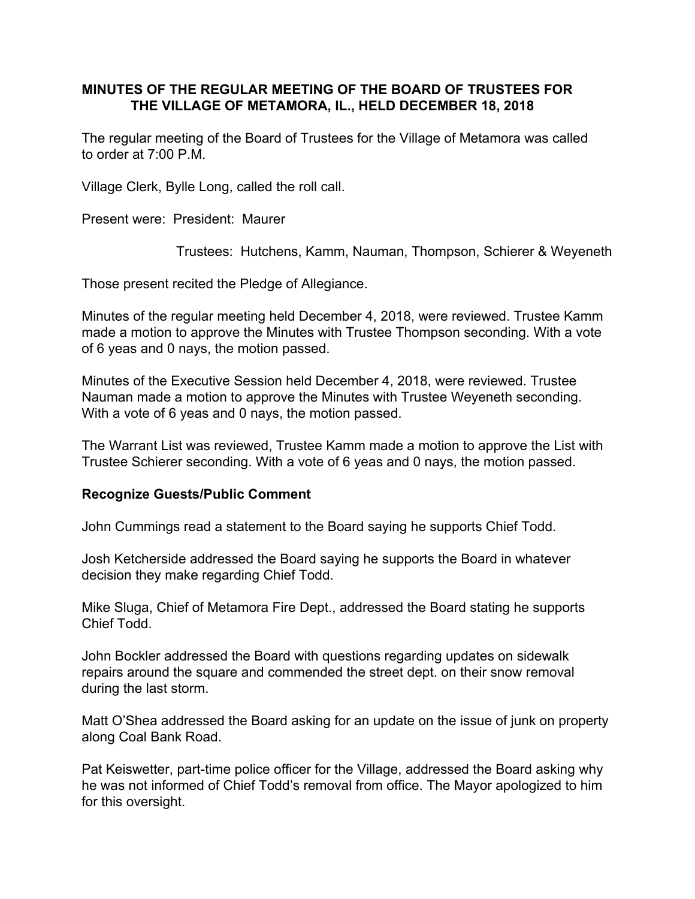# MINUTES OF THE REGULAR MEETING OF THE BOARD OF TRUSTEES FOR THE VILLAGE OF METAMORA, IL., HELD DECEMBER 18, 2018

The regular meeting of the Board of Trustees for the Village of Metamora was called to order at 7:00 P.M.

Village Clerk, Bylle Long, called the roll call.

Present were: President: Maurer

Trustees: Hutchens, Kamm, Nauman, Thompson, Schierer & Weyeneth

Those present recited the Pledge of Allegiance.

Minutes of the regular meeting held December 4, 2018, were reviewed. Trustee Kamm made a motion to approve the Minutes with Trustee Thompson seconding. With a vote of 6 yeas and 0 nays, the motion passed.

Minutes of the Executive Session held December 4, 2018, were reviewed. Trustee Nauman made a motion to approve the Minutes with Trustee Weyeneth seconding. With a vote of 6 yeas and 0 nays, the motion passed.

The Warrant List was reviewed, Trustee Kamm made a motion to approve the List with Trustee Schierer seconding. With a vote of 6 yeas and 0 nays, the motion passed.

**Recognize Guests/Public Comment**

John Cummings read a statement to the Board saying he supports Chief Todd.

Josh Ketcherside addressed the Board saying he supports the Board in whatever decision they make regarding Chief Todd.

Mike Sluga, Chief of Metamora Fire Dept., addressed the Board stating he supports Chief Todd.

John Bockler addressed the Board with questions regarding updates on sidewalk repairs around the square and commended the street dept. on their snow removal during the last storm.

Matt O'Shea addressed the Board asking for an update on the issue of junk on property along Coal Bank Road.

Pat Keiswetter, part-time police officer for the Village, addressed the Board asking why he was not informed of Chief Todd's removal from office. The Mayor apologized to him for this oversight.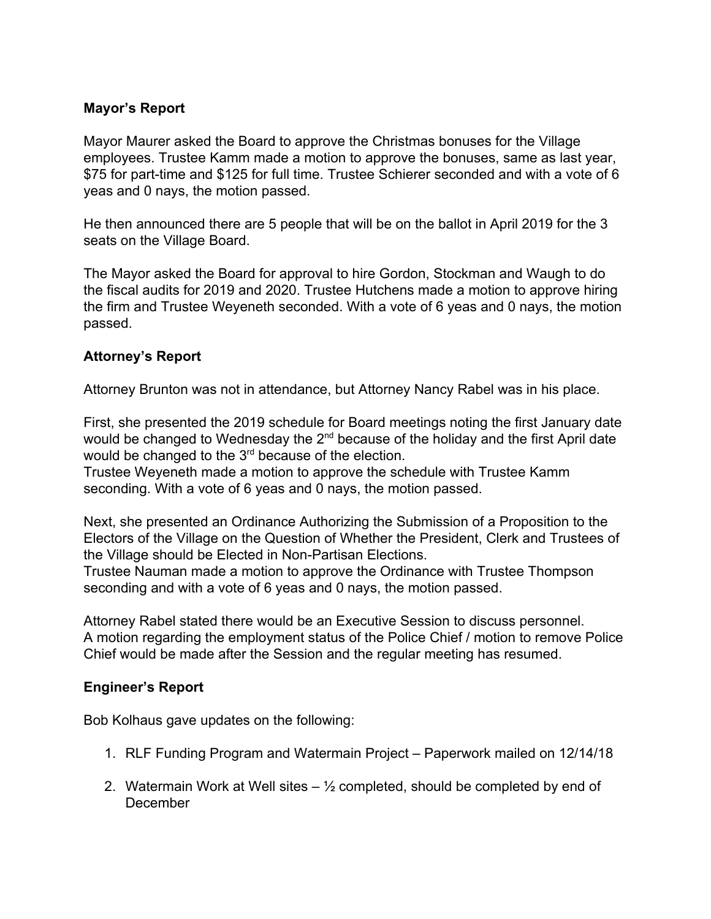**Mayor's Report**

Mayor Maurer asked the Board to approve the Christmas bonuses for the Village employees. Trustee Kamm made a motion to approve the bonuses, same as last year, $75 for part-time and $125 for full time. Trustee Schierer seconded and with a vote of 6 yeas and 0 nays, the motion passed.

He then announced there are 5 people that will be on the ballot in April 2019 for the 3 seats on the Village Board.

The Mayor asked the Board for approval to hire Gordon, Stockman and Waugh to do the fiscal audits for 2019 and 2020. Trustee Hutchens made a motion to approve hiring the firm and Trustee Weyeneth seconded. With a vote of 6 yeas and 0 nays, the motion passed.

**Attorney's Report**

Attorney Brunton was not in attendance, but Attorney Nancy Rabel was in his place.

First, she presented the 2019 schedule for Board meetings noting the first January date would be changed to Wednesday the 2nd because of the holiday and the first April date would be changed to the 3rd because of the election.
Trustee Weyeneth made a motion to approve the schedule with Trustee Kamm seconding. With a vote of 6 yeas and 0 nays, the motion passed.

Next, she presented an Ordinance Authorizing the Submission of a Proposition to the Electors of the Village on the Question of Whether the President, Clerk and Trustees of the Village should be Elected in Non-Partisan Elections.
Trustee Nauman made a motion to approve the Ordinance with Trustee Thompson seconding and with a vote of 6 yeas and 0 nays, the motion passed.

Attorney Rabel stated there would be an Executive Session to discuss personnel.
A motion regarding the employment status of the Police Chief / motion to remove Police Chief would be made after the Session and the regular meeting has resumed.

**Engineer's Report**

Bob Kolhaus gave updates on the following:

1. RLF Funding Program and Watermain Project – Paperwork mailed on 12/14/18
2. Watermain Work at Well sites – ½ completed, should be completed by end of December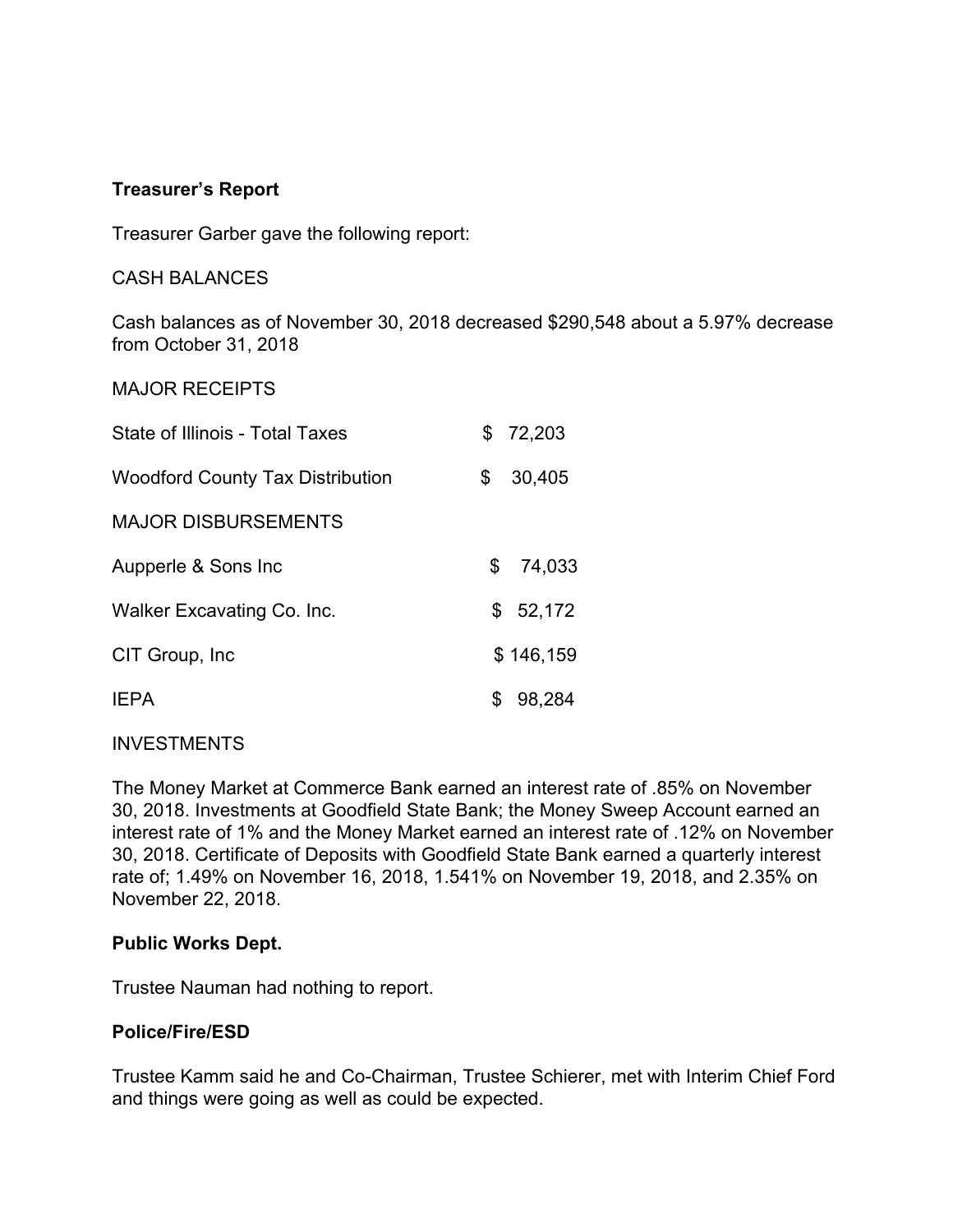## Treasurer's Report

Treasurer Garber gave the following report:

CASH BALANCES

Cash balances as of November 30, 2018 decreased $290,548 about a 5.97% decrease from October 31, 2018

MAJOR RECEIPTS

| | |
|---|---|
| State of Illinois - Total Taxes | $ 72,203 |
| Woodford County Tax Distribution | $ 30,405 |

MAJOR DISBURSEMENTS

| | |
|---|---|
| Aupperle & Sons Inc | $ 74,033 |
| Walker Excavating Co. Inc. | $ 52,172 |
| CIT Group, Inc | $ 146,159 |
| IEPA | $ 98,284 |

INVESTMENTS

The Money Market at Commerce Bank earned an interest rate of .85% on November 30, 2018. Investments at Goodfield State Bank; the Money Sweep Account earned an interest rate of 1% and the Money Market earned an interest rate of .12% on November 30, 2018. Certificate of Deposits with Goodfield State Bank earned a quarterly interest rate of; 1.49% on November 16, 2018, 1.541% on November 19, 2018, and 2.35% on November 22, 2018.

## Public Works Dept.

Trustee Nauman had nothing to report.

## Police/Fire/ESD

Trustee Kamm said he and Co-Chairman, Trustee Schierer, met with Interim Chief Ford and things were going as well as could be expected.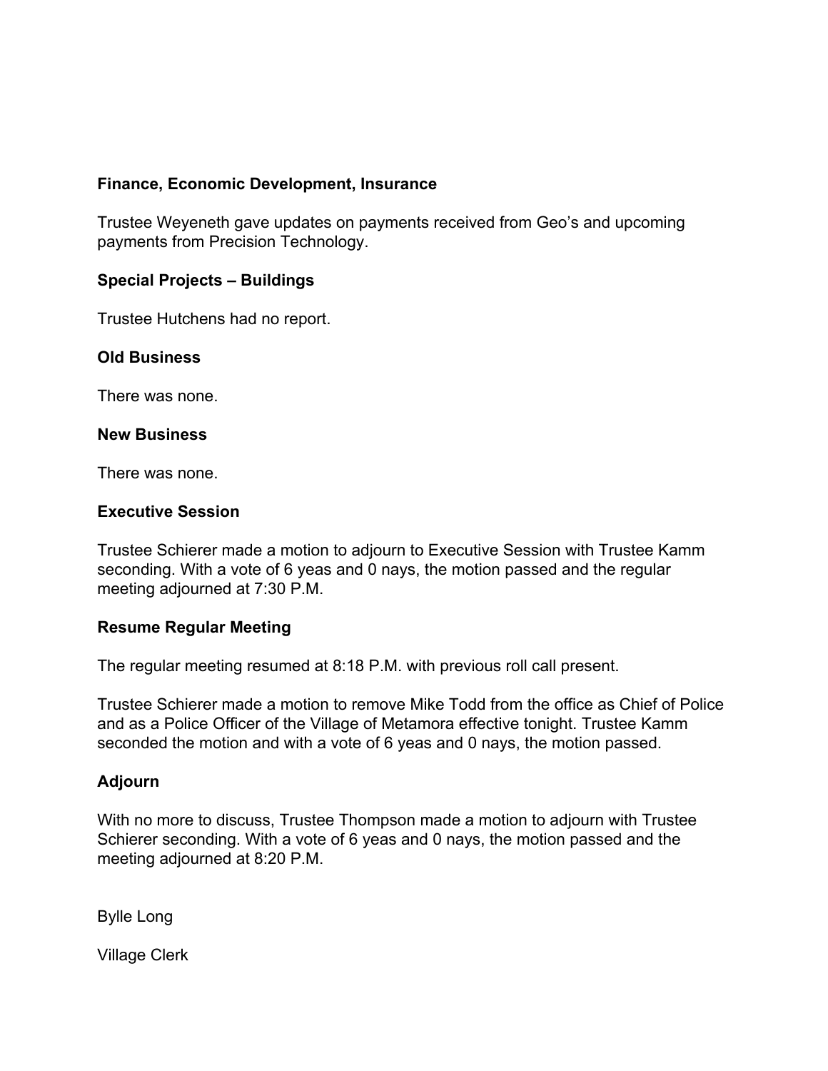**Finance, Economic Development, Insurance**

Trustee Weyeneth gave updates on payments received from Geo's and upcoming payments from Precision Technology.

**Special Projects – Buildings**

Trustee Hutchens had no report.

**Old Business**

There was none.

**New Business**

There was none.

**Executive Session**

Trustee Schierer made a motion to adjourn to Executive Session with Trustee Kamm seconding. With a vote of 6 yeas and 0 nays, the motion passed and the regular meeting adjourned at 7:30 P.M.

**Resume Regular Meeting**

The regular meeting resumed at 8:18 P.M. with previous roll call present.

Trustee Schierer made a motion to remove Mike Todd from the office as Chief of Police and as a Police Officer of the Village of Metamora effective tonight. Trustee Kamm seconded the motion and with a vote of 6 yeas and 0 nays, the motion passed.

**Adjourn**

With no more to discuss, Trustee Thompson made a motion to adjourn with Trustee Schierer seconding. With a vote of 6 yeas and 0 nays, the motion passed and the meeting adjourned at 8:20 P.M.

Bylle Long

Village Clerk